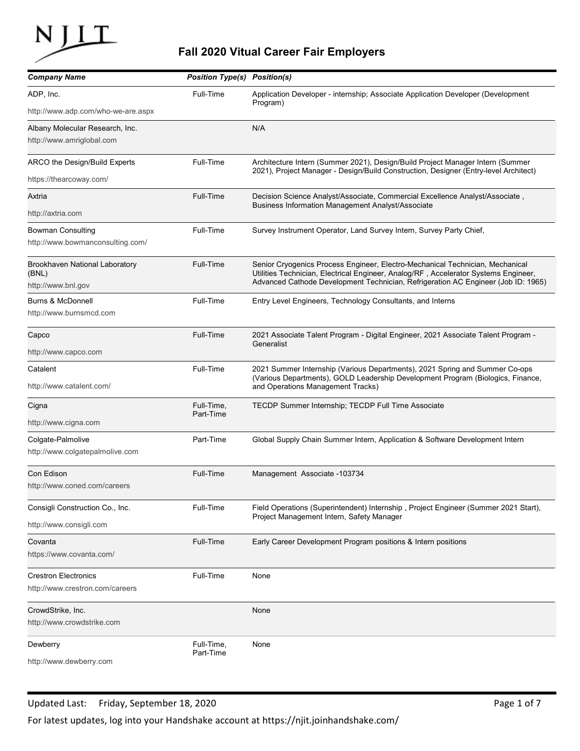# Fall 2020 Vitual Career Fair Employers

| Company Name | Position Type(s) | Position(s) |
| --- | --- | --- |
| ADP, Inc. http://www.adp.com/who-we-are.aspx | Full-Time | Application Developer - internship; Associate Application Developer (Development Program) |
| Albany Molecular Research, Inc. http://www.amriglobal.com | | N/A |
| ARCO the Design/Build Experts https://thearcoway.com/ | Full-Time | Architecture Intern (Summer 2021), Design/Build Project Manager Intern (Summer 2021), Project Manager - Design/Build Construction, Designer (Entry-level Architect) |
| Axtria http://axtria.com | Full-Time | Decision Science Analyst/Associate, Commercial Excellence Analyst/Associate , Business Information Management Analyst/Associate |
| Bowman Consulting http://www.bowmanconsulting.com/ | Full-Time | Survey Instrument Operator, Land Survey Intern, Survey Party Chief, |
| Brookhaven National Laboratory (BNL) http://www.bnl.gov | Full-Time | Senior Cryogenics Process Engineer, Electro-Mechanical Technician, Mechanical Utilities Technician, Electrical Engineer, Analog/RF , Accelerator Systems Engineer, Advanced Cathode Development Technician, Refrigeration AC Engineer (Job ID: 1965) |
| Burns & McDonnell http://www.burnsmcd.com | Full-Time | Entry Level Engineers, Technology Consultants, and Interns |
| Capco http://www.capco.com | Full-Time | 2021 Associate Talent Program - Digital Engineer, 2021 Associate Talent Program - Generalist |
| Catalent http://www.catalent.com/ | Full-Time | 2021 Summer Internship (Various Departments), 2021 Spring and Summer Co-ops (Various Departments), GOLD Leadership Development Program (Biologics, Finance, and Operations Management Tracks) |
| Cigna http://www.cigna.com | Full-Time, Part-Time | TECDP Summer Internship; TECDP Full Time Associate |
| Colgate-Palmolive http://www.colgatepalmolive.com | Part-Time | Global Supply Chain Summer Intern, Application & Software Development Intern |
| Con Edison http://www.coned.com/careers | Full-Time | Management Associate -103734 |
| Consigli Construction Co., Inc. http://www.consigli.com | Full-Time | Field Operations (Superintendent) Internship , Project Engineer (Summer 2021 Start), Project Management Intern, Safety Manager |
| Covanta https://www.covanta.com/ | Full-Time | Early Career Development Program positions & Intern positions |
| Crestron Electronics http://www.crestron.com/careers | Full-Time | None |
| CrowdStrike, Inc. http://www.crowdstrike.com | | None |
| Dewberry http://www.dewberry.com | Full-Time, Part-Time | None |

Updated Last: Friday, September 18, 2020

For latest updates, log into your Handshake account at https://njit.joinhandshake.com/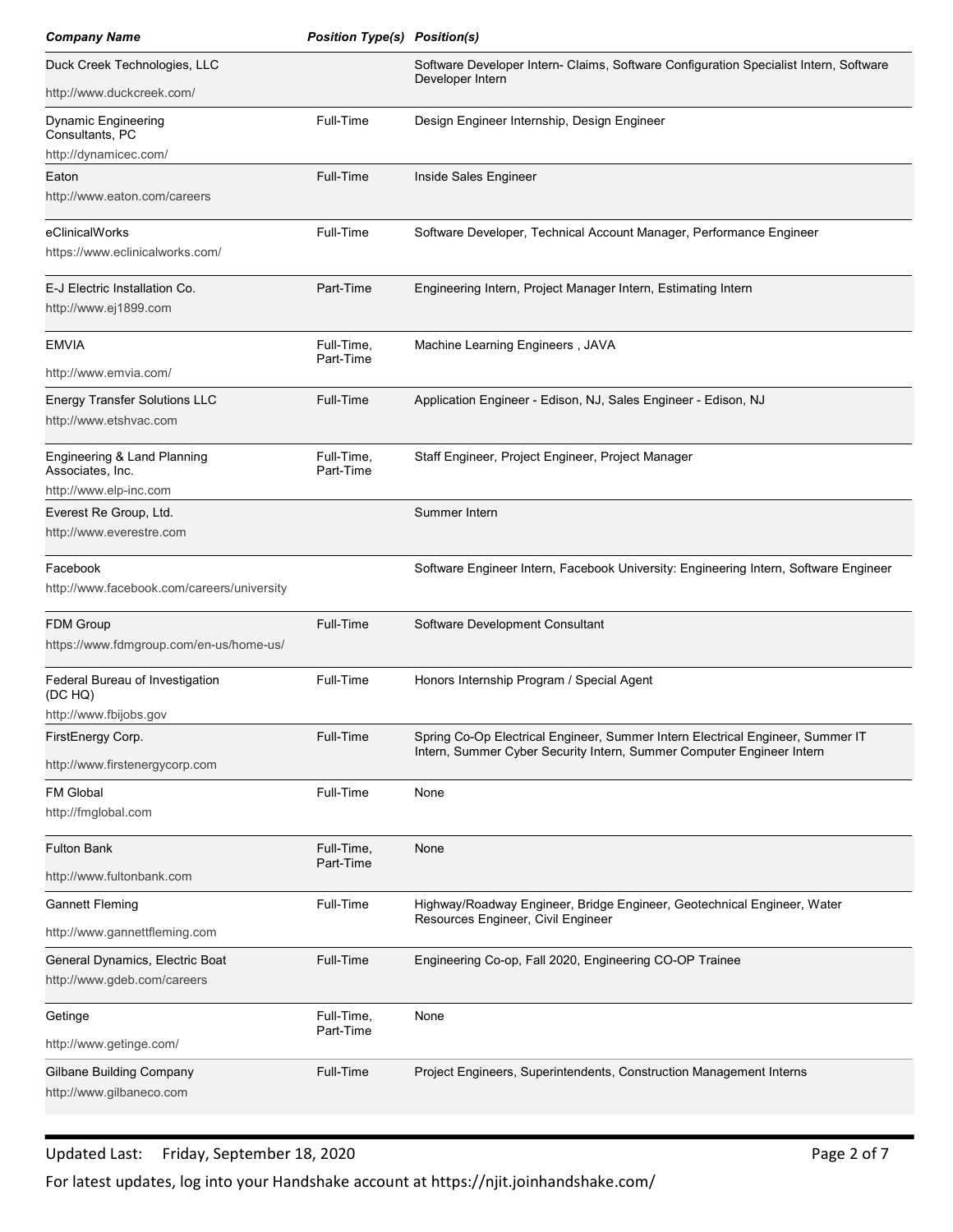| Company Name | Position Type(s) | Position(s) |
|---|---|---|
| Duck Creek Technologies, LLC<br>http://www.duckcreek.com/ | | Software Developer Intern- Claims, Software Configuration Specialist Intern, Software Developer Intern |
| Dynamic Engineering Consultants, PC<br>http://dynamicec.com/ | Full-Time | Design Engineer Internship, Design Engineer |
| Eaton<br>http://www.eaton.com/careers | Full-Time | Inside Sales Engineer |
| eClinicalWorks<br>https://www.eclinicalworks.com/ | Full-Time | Software Developer, Technical Account Manager, Performance Engineer |
| E-J Electric Installation Co.<br>http://www.ej1899.com | Part-Time | Engineering Intern, Project Manager Intern, Estimating Intern |
| EMVIA<br>http://www.emvia.com/ | Full-Time, Part-Time | Machine Learning Engineers , JAVA |
| Energy Transfer Solutions LLC<br>http://www.etshvac.com | Full-Time | Application Engineer - Edison, NJ, Sales Engineer - Edison, NJ |
| Engineering & Land Planning Associates, Inc.<br>http://www.elp-inc.com | Full-Time, Part-Time | Staff Engineer, Project Engineer, Project Manager |
| Everest Re Group, Ltd.<br>http://www.everestre.com | | Summer Intern |
| Facebook<br>http://www.facebook.com/careers/university | | Software Engineer Intern, Facebook University: Engineering Intern, Software Engineer |
| FDM Group<br>https://www.fdmgroup.com/en-us/home-us/ | Full-Time | Software Development Consultant |
| Federal Bureau of Investigation (DC HQ)<br>http://www.fbijobs.gov | Full-Time | Honors Internship Program / Special Agent |
| FirstEnergy Corp.<br>http://www.firstenergycorp.com | Full-Time | Spring Co-Op Electrical Engineer, Summer Intern Electrical Engineer, Summer IT Intern, Summer Cyber Security Intern, Summer Computer Engineer Intern |
| FM Global<br>http://fmglobal.com | Full-Time | None |
| Fulton Bank<br>http://www.fultonbank.com | Full-Time, Part-Time | None |
| Gannett Fleming<br>http://www.gannettfleming.com | Full-Time | Highway/Roadway Engineer, Bridge Engineer, Geotechnical Engineer, Water Resources Engineer, Civil Engineer |
| General Dynamics, Electric Boat<br>http://www.gdeb.com/careers | Full-Time | Engineering Co-op, Fall 2020, Engineering CO-OP Trainee |
| Getinge<br>http://www.getinge.com/ | Full-Time, Part-Time | None |
| Gilbane Building Company<br>http://www.gilbaneco.com | Full-Time | Project Engineers, Superintendents, Construction Management Interns |

Updated Last: Friday, September 18, 2020

For latest updates, log into your Handshake account at https://njit.joinhandshake.com/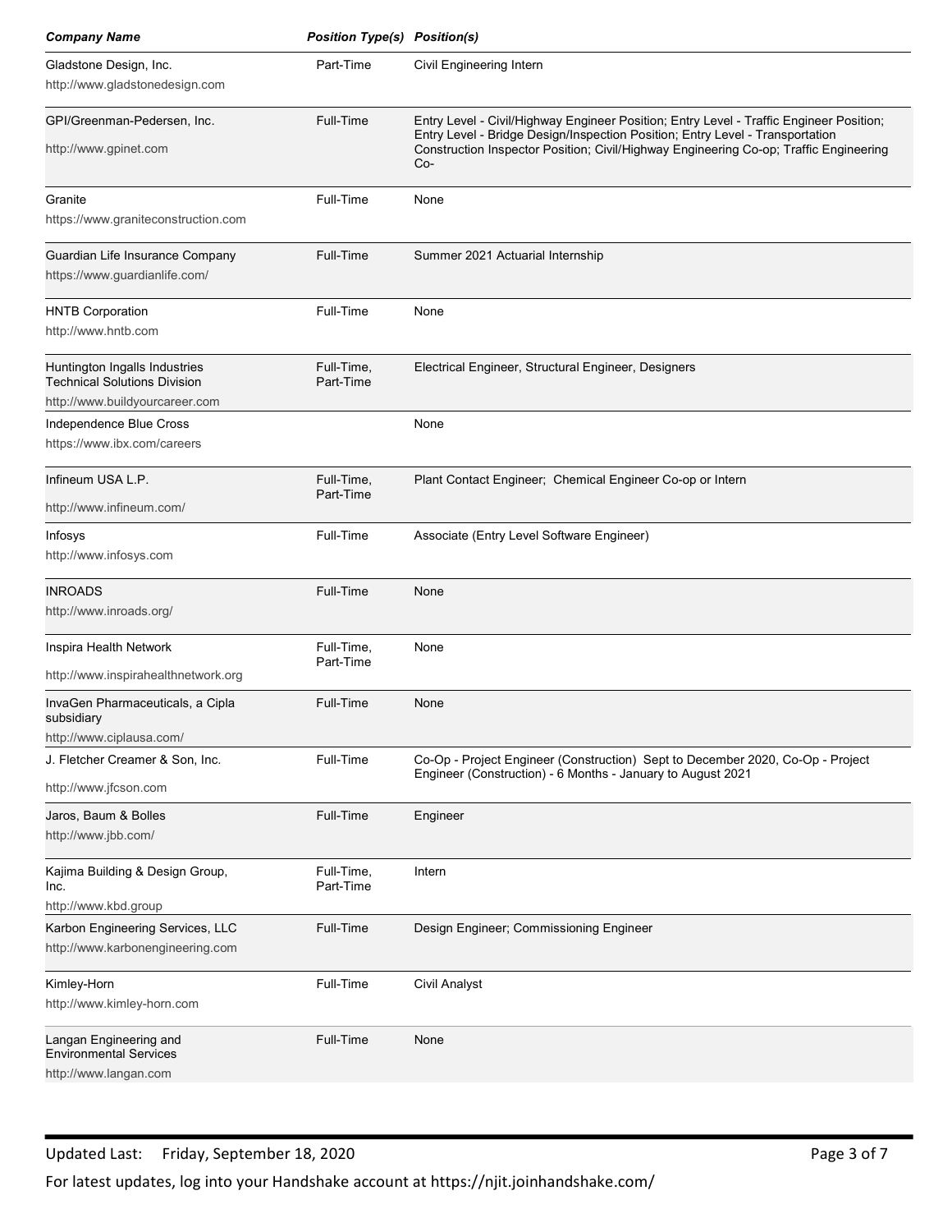| *Company Name* | *Position Type(s)* | *Position(s)* |
|---|---|---|
| Gladstone Design, Inc.<br>http://www.gladstonedesign.com | Part-Time | Civil Engineering Intern |
| GPI/Greenman-Pedersen, Inc.<br>http://www.gpinet.com | Full-Time | Entry Level - Civil/Highway Engineer Position; Entry Level - Traffic Engineer Position; Entry Level - Bridge Design/Inspection Position; Entry Level - Transportation Construction Inspector Position; Civil/Highway Engineering Co-op; Traffic Engineering Co- |
| Granite<br>https://www.graniteconstruction.com | Full-Time | None |
| Guardian Life Insurance Company<br>https://www.guardianlife.com/ | Full-Time | Summer 2021 Actuarial Internship |
| HNTB Corporation<br>http://www.hntb.com | Full-Time | None |
| Huntington Ingalls Industries Technical Solutions Division<br>http://www.buildyourcareer.com | Full-Time, Part-Time | Electrical Engineer, Structural Engineer, Designers |
| Independence Blue Cross<br>https://www.ibx.com/careers | | None |
| Infineum USA L.P.<br>http://www.infineum.com/ | Full-Time, Part-Time | Plant Contact Engineer; Chemical Engineer Co-op or Intern |
| Infosys<br>http://www.infosys.com | Full-Time | Associate (Entry Level Software Engineer) |
| INROADS<br>http://www.inroads.org/ | Full-Time | None |
| Inspira Health Network<br>http://www.inspirahealthnetwork.org | Full-Time, Part-Time | None |
| InvaGen Pharmaceuticals, a Cipla subsidiary<br>http://www.ciplausa.com/ | Full-Time | None |
| J. Fletcher Creamer & Son, Inc.<br>http://www.jfcson.com | Full-Time | Co-Op - Project Engineer (Construction) Sept to December 2020, Co-Op - Project Engineer (Construction) - 6 Months - January to August 2021 |
| Jaros, Baum & Bolles<br>http://www.jbb.com/ | Full-Time | Engineer |
| Kajima Building & Design Group, Inc.<br>http://www.kbd.group | Full-Time, Part-Time | Intern |
| Karbon Engineering Services, LLC<br>http://www.karbonengineering.com | Full-Time | Design Engineer; Commissioning Engineer |
| Kimley-Horn<br>http://www.kimley-horn.com | Full-Time | Civil Analyst |
| Langan Engineering and Environmental Services<br>http://www.langan.com | Full-Time | None |

Updated Last: Friday, September 18, 2020

For latest updates, log into your Handshake account at https://njit.joinhandshake.com/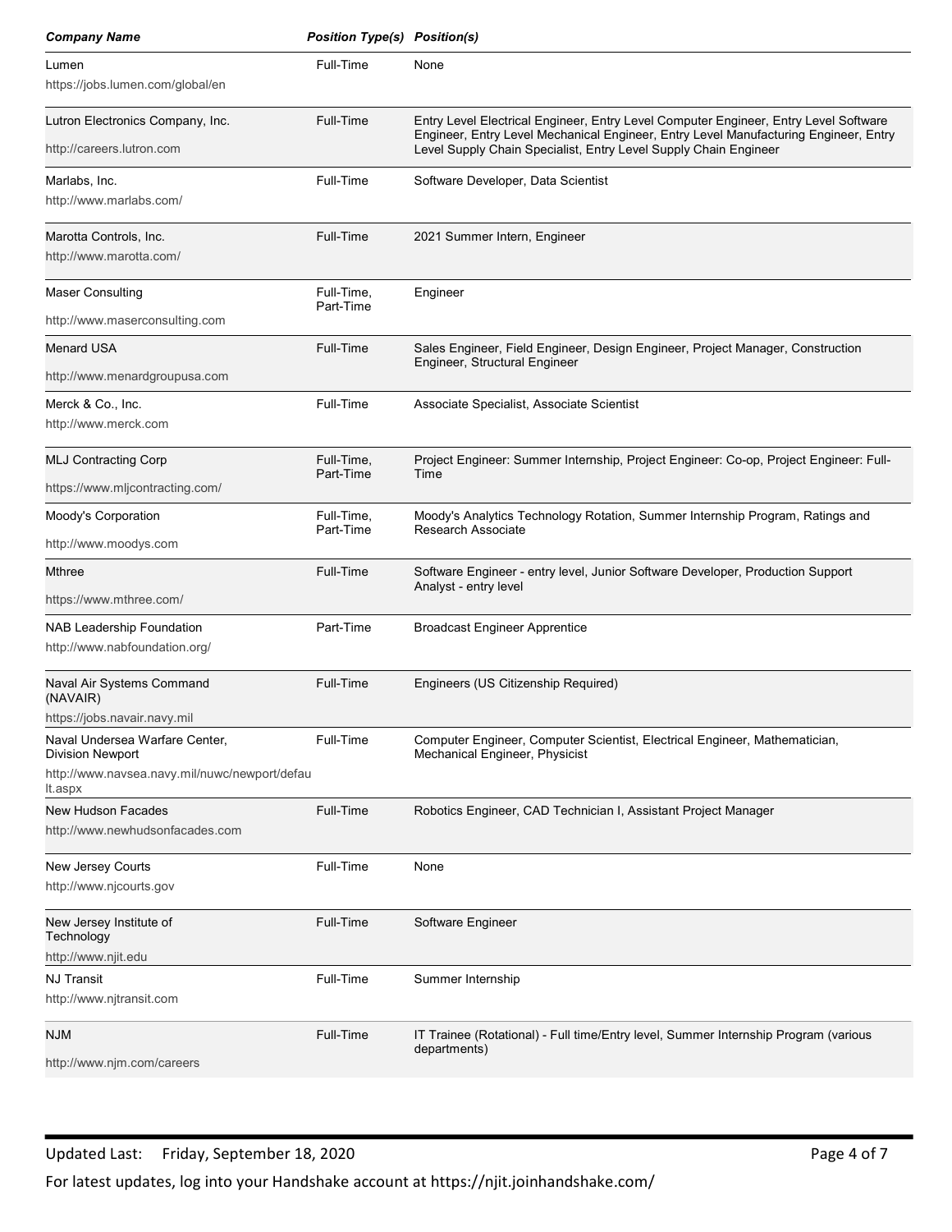| *Company Name* | *Position Type(s)* | *Position(s)* |
|---|---|---|
| Lumen<br>https://jobs.lumen.com/global/en | Full-Time | None |
| Lutron Electronics Company, Inc.<br>http://careers.lutron.com | Full-Time | Entry Level Electrical Engineer, Entry Level Computer Engineer, Entry Level Software Engineer, Entry Level Mechanical Engineer, Entry Level Manufacturing Engineer, Entry Level Supply Chain Specialist, Entry Level Supply Chain Engineer |
| Marlabs, Inc.<br>http://www.marlabs.com/ | Full-Time | Software Developer, Data Scientist |
| Marotta Controls, Inc.<br>http://www.marotta.com/ | Full-Time | 2021 Summer Intern, Engineer |
| Maser Consulting<br>http://www.maserconsulting.com | Full-Time, Part-Time | Engineer |
| Menard USA<br>http://www.menardgroupusa.com | Full-Time | Sales Engineer, Field Engineer, Design Engineer, Project Manager, Construction Engineer, Structural Engineer |
| Merck & Co., Inc.<br>http://www.merck.com | Full-Time | Associate Specialist, Associate Scientist |
| MLJ Contracting Corp<br>https://www.mljcontracting.com/ | Full-Time, Part-Time | Project Engineer: Summer Internship, Project Engineer: Co-op, Project Engineer: Full-Time |
| Moody's Corporation<br>http://www.moodys.com | Full-Time, Part-Time | Moody's Analytics Technology Rotation, Summer Internship Program, Ratings and Research Associate |
| Mthree<br>https://www.mthree.com/ | Full-Time | Software Engineer - entry level, Junior Software Developer, Production Support Analyst - entry level |
| NAB Leadership Foundation<br>http://www.nabfoundation.org/ | Part-Time | Broadcast Engineer Apprentice |
| Naval Air Systems Command (NAVAIR)<br>https://jobs.navair.navy.mil | Full-Time | Engineers (US Citizenship Required) |
| Naval Undersea Warfare Center, Division Newport<br>http://www.navsea.navy.mil/nuwc/newport/default.aspx | Full-Time | Computer Engineer, Computer Scientist, Electrical Engineer, Mathematician, Mechanical Engineer, Physicist |
| New Hudson Facades<br>http://www.newhudsonfacades.com | Full-Time | Robotics Engineer, CAD Technician I, Assistant Project Manager |
| New Jersey Courts<br>http://www.njcourts.gov | Full-Time | None |
| New Jersey Institute of Technology<br>http://www.njit.edu | Full-Time | Software Engineer |
| NJ Transit<br>http://www.njtransit.com | Full-Time | Summer Internship |
| NJM<br>http://www.njm.com/careers | Full-Time | IT Trainee (Rotational) - Full time/Entry level, Summer Internship Program (various departments) |

Updated Last: Friday, September 18, 2020

For latest updates, log into your Handshake account at https://njit.joinhandshake.com/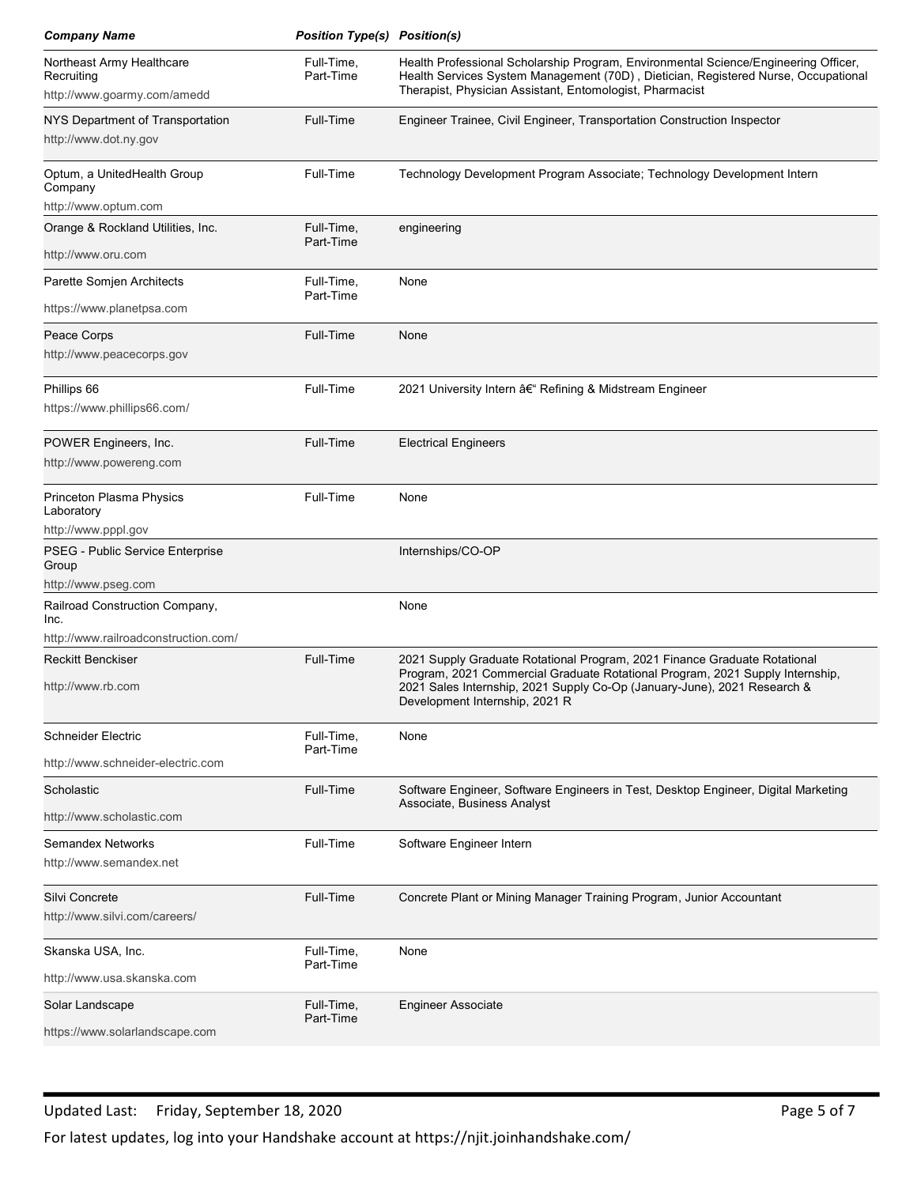| Company Name | Position Type(s) | Position(s) |
|---|---|---|
| Northeast Army Healthcare Recruiting<br>http://www.goarmy.com/amedd | Full-Time, Part-Time | Health Professional Scholarship Program, Environmental Science/Engineering Officer, Health Services System Management (70D) , Dietician, Registered Nurse, Occupational Therapist, Physician Assistant, Entomologist, Pharmacist |
| NYS Department of Transportation<br>http://www.dot.ny.gov | Full-Time | Engineer Trainee, Civil Engineer, Transportation Construction Inspector |
| Optum, a UnitedHealth Group Company<br>http://www.optum.com | Full-Time | Technology Development Program Associate; Technology Development Intern |
| Orange & Rockland Utilities, Inc.<br>http://www.oru.com | Full-Time, Part-Time | engineering |
| Parette Somjen Architects<br>https://www.planetpsa.com | Full-Time, Part-Time | None |
| Peace Corps<br>http://www.peacecorps.gov | Full-Time | None |
| Phillips 66<br>https://www.phillips66.com/ | Full-Time | 2021 University Intern â€“ Refining & Midstream Engineer |
| POWER Engineers, Inc.<br>http://www.powereng.com | Full-Time | Electrical Engineers |
| Princeton Plasma Physics Laboratory<br>http://www.pppl.gov | Full-Time | None |
| PSEG - Public Service Enterprise Group<br>http://www.pseg.com | | Internships/CO-OP |
| Railroad Construction Company, Inc.<br>http://www.railroadconstruction.com/ | | None |
| Reckitt Benckiser<br>http://www.rb.com | Full-Time | 2021 Supply Graduate Rotational Program, 2021 Finance Graduate Rotational Program, 2021 Commercial Graduate Rotational Program, 2021 Supply Internship, 2021 Sales Internship, 2021 Supply Co-Op (January-June), 2021 Research & Development Internship, 2021 R |
| Schneider Electric<br>http://www.schneider-electric.com | Full-Time, Part-Time | None |
| Scholastic<br>http://www.scholastic.com | Full-Time | Software Engineer, Software Engineers in Test, Desktop Engineer, Digital Marketing Associate, Business Analyst |
| Semandex Networks<br>http://www.semandex.net | Full-Time | Software Engineer Intern |
| Silvi Concrete<br>http://www.silvi.com/careers/ | Full-Time | Concrete Plant or Mining Manager Training Program, Junior Accountant |
| Skanska USA, Inc.<br>http://www.usa.skanska.com | Full-Time, Part-Time | None |
| Solar Landscape<br>https://www.solarlandscape.com | Full-Time, Part-Time | Engineer Associate |

Updated Last: Friday, September 18, 2020

For latest updates, log into your Handshake account at https://njit.joinhandshake.com/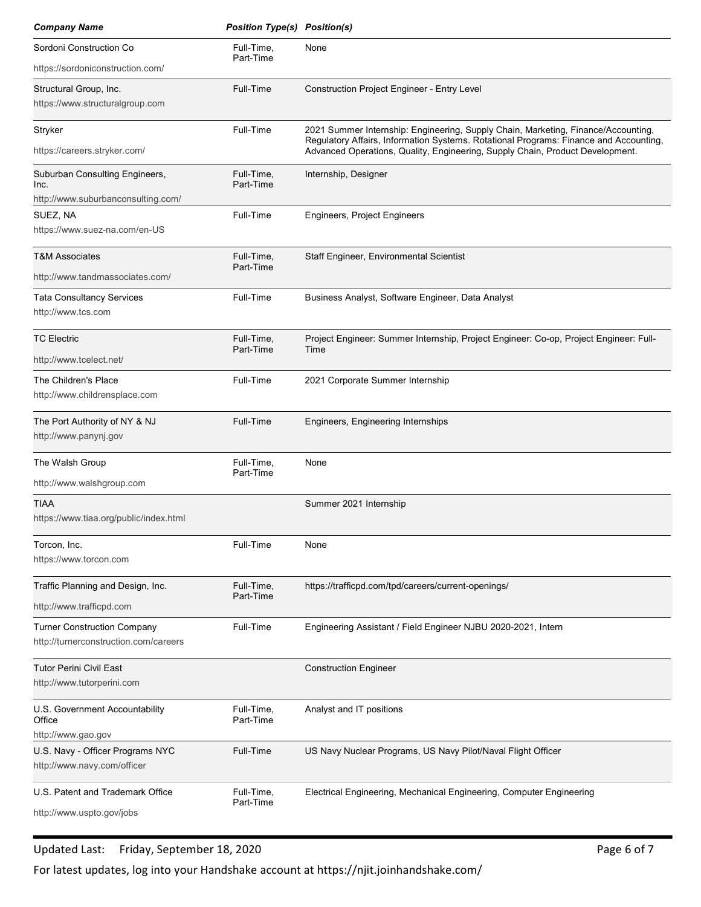| Company Name | Position Type(s) | Position(s) |
|---|---|---|
| Sordoni Construction Co<br>https://sordoniconstruction.com/ | Full-Time, Part-Time | None |
| Structural Group, Inc.<br>https://www.structuralgroup.com | Full-Time | Construction Project Engineer - Entry Level |
| Stryker<br>https://careers.stryker.com/ | Full-Time | 2021 Summer Internship: Engineering, Supply Chain, Marketing, Finance/Accounting, Regulatory Affairs, Information Systems. Rotational Programs: Finance and Accounting, Advanced Operations, Quality, Engineering, Supply Chain, Product Development. |
| Suburban Consulting Engineers, Inc.<br>http://www.suburbanconsulting.com/ | Full-Time, Part-Time | Internship, Designer |
| SUEZ, NA<br>https://www.suez-na.com/en-US | Full-Time | Engineers, Project Engineers |
| T&M Associates<br>http://www.tandmassociates.com/ | Full-Time, Part-Time | Staff Engineer, Environmental Scientist |
| Tata Consultancy Services<br>http://www.tcs.com | Full-Time | Business Analyst, Software Engineer, Data Analyst |
| TC Electric<br>http://www.tcelect.net/ | Full-Time, Part-Time | Project Engineer: Summer Internship, Project Engineer: Co-op, Project Engineer: Full-Time |
| The Children's Place<br>http://www.childrensplace.com | Full-Time | 2021 Corporate Summer Internship |
| The Port Authority of NY & NJ<br>http://www.panynj.gov | Full-Time | Engineers, Engineering Internships |
| The Walsh Group<br>http://www.walshgroup.com | Full-Time, Part-Time | None |
| TIAA<br>https://www.tiaa.org/public/index.html | | Summer 2021 Internship |
| Torcon, Inc.<br>https://www.torcon.com | Full-Time | None |
| Traffic Planning and Design, Inc.<br>http://www.trafficpd.com | Full-Time, Part-Time | https://trafficpd.com/tpd/careers/current-openings/ |
| Turner Construction Company<br>http://turnerconstruction.com/careers | Full-Time | Engineering Assistant / Field Engineer NJBU 2020-2021, Intern |
| Tutor Perini Civil East<br>http://www.tutorperini.com | | Construction Engineer |
| U.S. Government Accountability Office<br>http://www.gao.gov | Full-Time, Part-Time | Analyst and IT positions |
| U.S. Navy - Officer Programs NYC<br>http://www.navy.com/officer | Full-Time | US Navy Nuclear Programs, US Navy Pilot/Naval Flight Officer |
| U.S. Patent and Trademark Office<br>http://www.uspto.gov/jobs | Full-Time, Part-Time | Electrical Engineering, Mechanical Engineering, Computer Engineering |

Updated Last: Friday, September 18, 2020

For latest updates, log into your Handshake account at https://njit.joinhandshake.com/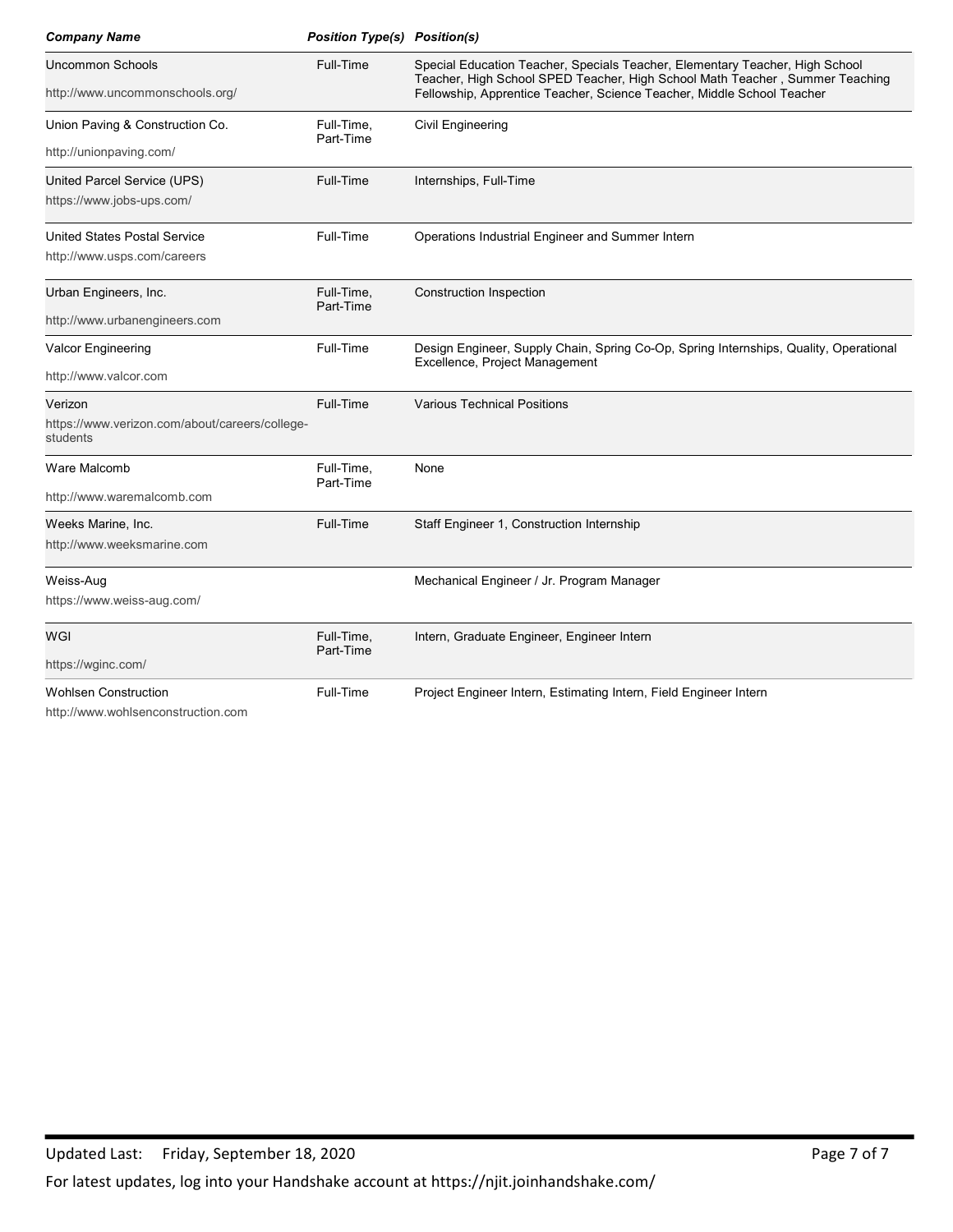| ***Company Name*** | ***Position Type(s)*** | ***Position(s)*** |
|---|---|---|
| Uncommon Schools<br>http://www.uncommonschools.org/ | Full-Time | Special Education Teacher, Specials Teacher, Elementary Teacher, High School Teacher, High School SPED Teacher, High School Math Teacher , Summer Teaching Fellowship, Apprentice Teacher, Science Teacher, Middle School Teacher |
| Union Paving & Construction Co.<br>http://unionpaving.com/ | Full-Time, Part-Time | Civil Engineering |
| United Parcel Service (UPS)<br>https://www.jobs-ups.com/ | Full-Time | Internships, Full-Time |
| United States Postal Service<br>http://www.usps.com/careers | Full-Time | Operations Industrial Engineer and Summer Intern |
| Urban Engineers, Inc.<br>http://www.urbanengineers.com | Full-Time, Part-Time | Construction Inspection |
| Valcor Engineering<br>http://www.valcor.com | Full-Time | Design Engineer, Supply Chain, Spring Co-Op, Spring Internships, Quality, Operational Excellence, Project Management |
| Verizon<br>https://www.verizon.com/about/careers/college-students | Full-Time | Various Technical Positions |
| Ware Malcomb<br>http://www.waremalcomb.com | Full-Time, Part-Time | None |
| Weeks Marine, Inc.<br>http://www.weeksmarine.com | Full-Time | Staff Engineer 1, Construction Internship |
| Weiss-Aug<br>https://www.weiss-aug.com/ | | Mechanical Engineer / Jr. Program Manager |
| WGI<br>https://wginc.com/ | Full-Time, Part-Time | Intern, Graduate Engineer, Engineer Intern |
| Wohlsen Construction<br>http://www.wohlsenconstruction.com | Full-Time | Project Engineer Intern, Estimating Intern, Field Engineer Intern |

Updated Last: Friday, September 18, 2020

For latest updates, log into your Handshake account at https://njit.joinhandshake.com/